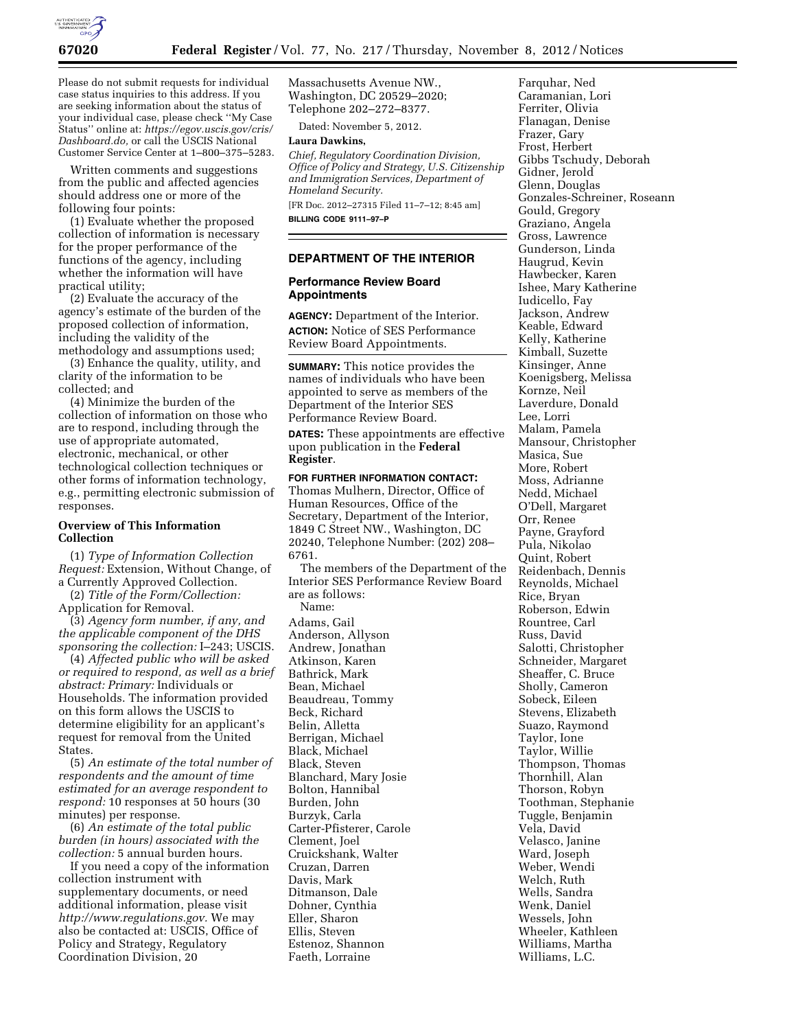Please do not submit requests for individual case status inquiries to this address. If you are seeking information about the status of your individual case, please check ''My Case Status'' online at: *https://egov.uscis.gov/cris/Dashboard.do,* or call the USCIS National Customer Service Center at 1–800–375–5283.

Written comments and suggestions from the public and affected agencies should address one or more of the following four points:

(1) Evaluate whether the proposed collection of information is necessary for the proper performance of the functions of the agency, including whether the information will have practical utility;

(2) Evaluate the accuracy of the agency's estimate of the burden of the proposed collection of information, including the validity of the methodology and assumptions used;

(3) Enhance the quality, utility, and clarity of the information to be collected; and

(4) Minimize the burden of the collection of information on those who are to respond, including through the use of appropriate automated, electronic, mechanical, or other technological collection techniques or other forms of information technology, e.g., permitting electronic submission of responses.

**Overview of This Information Collection**

(1) *Type of Information Collection Request:* Extension, Without Change, of a Currently Approved Collection.

(2) *Title of the Form/Collection:* Application for Removal.

(3) *Agency form number, if any, and the applicable component of the DHS sponsoring the collection:* I–243; USCIS.

(4) *Affected public who will be asked or required to respond, as well as a brief abstract: Primary:* Individuals or Households. The information provided on this form allows the USCIS to determine eligibility for an applicant's request for removal from the United States.

(5) *An estimate of the total number of respondents and the amount of time estimated for an average respondent to respond:* 10 responses at 50 hours (30 minutes) per response.

(6) *An estimate of the total public burden (in hours) associated with the collection:* 5 annual burden hours.

If you need a copy of the information collection instrument with supplementary documents, or need additional information, please visit *http://www.regulations.gov.* We may also be contacted at: USCIS, Office of Policy and Strategy, Regulatory Coordination Division, 20 Massachusetts Avenue NW., Washington, DC 20529–2020; Telephone 202–272–8377.

Dated: November 5, 2012.

**Laura Dawkins,**

*Chief, Regulatory Coordination Division, Office of Policy and Strategy, U.S. Citizenship and Immigration Services, Department of Homeland Security.*

[FR Doc. 2012–27315 Filed 11–7–12; 8:45 am]

**BILLING CODE 9111–97–P**

## DEPARTMENT OF THE INTERIOR

### Performance Review Board Appointments

**AGENCY:** Department of the Interior.

**ACTION:** Notice of SES Performance Review Board Appointments.

**SUMMARY:** This notice provides the names of individuals who have been appointed to serve as members of the Department of the Interior SES Performance Review Board.

**DATES:** These appointments are effective upon publication in the **Federal Register**.

**FOR FURTHER INFORMATION CONTACT:** Thomas Mulhern, Director, Office of Human Resources, Office of the Secretary, Department of the Interior, 1849 C Street NW., Washington, DC 20240, Telephone Number: (202) 208–6761.

The members of the Department of the Interior SES Performance Review Board are as follows:

Name:

Adams, Gail
Anderson, Allyson
Andrew, Jonathan
Atkinson, Karen
Bathrick, Mark
Bean, Michael
Beaudreau, Tommy
Beck, Richard
Belin, Alletta
Berrigan, Michael
Black, Michael
Black, Steven
Blanchard, Mary Josie
Bolton, Hannibal
Burden, John
Burzyk, Carla
Carter-Pfisterer, Carole
Clement, Joel
Cruickshank, Walter
Cruzan, Darren
Davis, Mark
Ditmanson, Dale
Dohner, Cynthia
Eller, Sharon
Ellis, Steven
Estenoz, Shannon
Faeth, Lorraine
Farquhar, Ned
Caramanian, Lori
Ferriter, Olivia
Flanagan, Denise
Frazer, Gary
Frost, Herbert
Gibbs Tschudy, Deborah
Gidner, Jerold
Glenn, Douglas
Gonzales-Schreiner, Roseann
Gould, Gregory
Graziano, Angela
Gross, Lawrence
Gunderson, Linda
Haugrud, Kevin
Hawbecker, Karen
Ishee, Mary Katherine
Iudicello, Fay
Jackson, Andrew
Keable, Edward
Kelly, Katherine
Kimball, Suzette
Kinsinger, Anne
Koenigsberg, Melissa
Kornze, Neil
Laverdure, Donald
Lee, Lorri
Malam, Pamela
Mansour, Christopher
Masica, Sue
More, Robert
Moss, Adrianne
Nedd, Michael
O'Dell, Margaret
Orr, Renee
Payne, Grayford
Pula, Nikolao
Quint, Robert
Reidenbach, Dennis
Reynolds, Michael
Rice, Bryan
Roberson, Edwin
Rountree, Carl
Russ, David
Salotti, Christopher
Schneider, Margaret
Sheaffer, C. Bruce
Sholly, Cameron
Sobeck, Eileen
Stevens, Elizabeth
Suazo, Raymond
Taylor, Ione
Taylor, Willie
Thompson, Thomas
Thornhill, Alan
Thorson, Robyn
Toothman, Stephanie
Tuggle, Benjamin
Vela, David
Velasco, Janine
Ward, Joseph
Weber, Wendi
Welch, Ruth
Wells, Sandra
Wenk, Daniel
Wessels, John
Wheeler, Kathleen
Williams, Martha
Williams, L.C.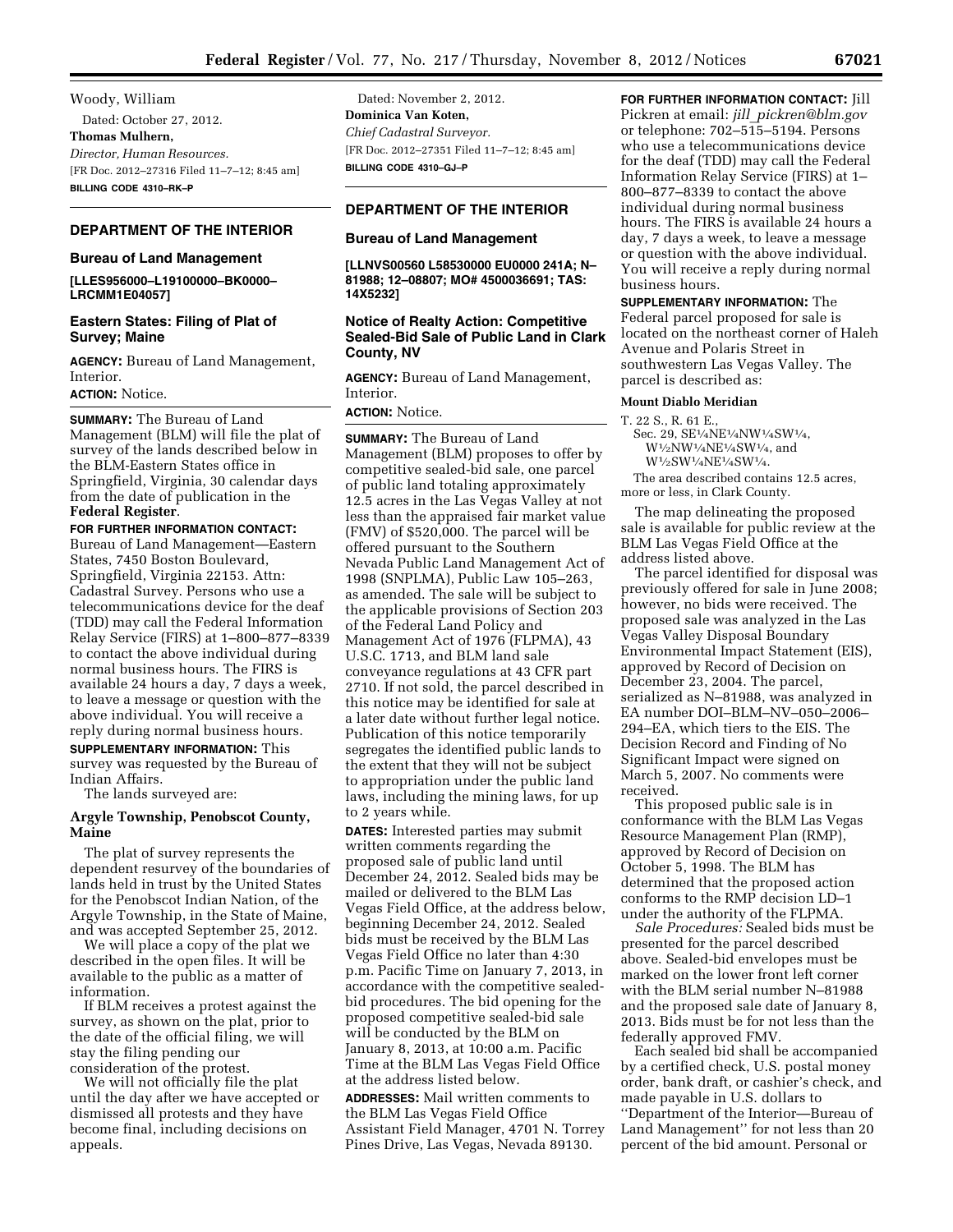Woody, William

Dated: October 27, 2012.

**Thomas Mulhern,**

*Director, Human Resources.*

[FR Doc. 2012–27316 Filed 11–7–12; 8:45 am]

**BILLING CODE 4310–RK–P**

## DEPARTMENT OF THE INTERIOR

### Bureau of Land Management

**[LLES956000–L19100000–BK0000–LRCMM1E04057]**

### Eastern States: Filing of Plat of Survey; Maine

**AGENCY:** Bureau of Land Management, Interior.

**ACTION:** Notice.

**SUMMARY:** The Bureau of Land Management (BLM) will file the plat of survey of the lands described below in the BLM-Eastern States office in Springfield, Virginia, 30 calendar days from the date of publication in the **Federal Register**.

**FOR FURTHER INFORMATION CONTACT:** Bureau of Land Management—Eastern States, 7450 Boston Boulevard, Springfield, Virginia 22153. Attn: Cadastral Survey. Persons who use a telecommunications device for the deaf (TDD) may call the Federal Information Relay Service (FIRS) at 1–800–877–8339 to contact the above individual during normal business hours. The FIRS is available 24 hours a day, 7 days a week, to leave a message or question with the above individual. You will receive a reply during normal business hours.

**SUPPLEMENTARY INFORMATION:** This survey was requested by the Bureau of Indian Affairs.

The lands surveyed are:

#### Argyle Township, Penobscot County, Maine

The plat of survey represents the dependent resurvey of the boundaries of lands held in trust by the United States for the Penobscot Indian Nation, of the Argyle Township, in the State of Maine, and was accepted September 25, 2012.

We will place a copy of the plat we described in the open files. It will be available to the public as a matter of information.

If BLM receives a protest against the survey, as shown on the plat, prior to the date of the official filing, we will stay the filing pending our consideration of the protest.

We will not officially file the plat until the day after we have accepted or dismissed all protests and they have become final, including decisions on appeals.

Dated: November 2, 2012.

**Dominica Van Koten,**

*Chief Cadastral Surveyor.*

[FR Doc. 2012–27351 Filed 11–7–12; 8:45 am]

**BILLING CODE 4310–GJ–P**

## DEPARTMENT OF THE INTERIOR

### Bureau of Land Management

**[LLNVS00560 L58530000 EU0000 241A; N–81988; 12–08807; MO# 4500036691; TAS: 14X5232]**

### Notice of Realty Action: Competitive Sealed-Bid Sale of Public Land in Clark County, NV

**AGENCY:** Bureau of Land Management, Interior.

**ACTION:** Notice.

**SUMMARY:** The Bureau of Land Management (BLM) proposes to offer by competitive sealed-bid sale, one parcel of public land totaling approximately 12.5 acres in the Las Vegas Valley at not less than the appraised fair market value (FMV) of $520,000. The parcel will be offered pursuant to the Southern Nevada Public Land Management Act of 1998 (SNPLMA), Public Law 105–263, as amended. The sale will be subject to the applicable provisions of Section 203 of the Federal Land Policy and Management Act of 1976 (FLPMA), 43 U.S.C. 1713, and BLM land sale conveyance regulations at 43 CFR part 2710. If not sold, the parcel described in this notice may be identified for sale at a later date without further legal notice. Publication of this notice temporarily segregates the identified public lands to the extent that they will not be subject to appropriation under the public land laws, including the mining laws, for up to 2 years while.

**DATES:** Interested parties may submit written comments regarding the proposed sale of public land until December 24, 2012. Sealed bids may be mailed or delivered to the BLM Las Vegas Field Office, at the address below, beginning December 24, 2012. Sealed bids must be received by the BLM Las Vegas Field Office no later than 4:30 p.m. Pacific Time on January 7, 2013, in accordance with the competitive sealed-bid procedures. The bid opening for the proposed competitive sealed-bid sale will be conducted by the BLM on January 8, 2013, at 10:00 a.m. Pacific Time at the BLM Las Vegas Field Office at the address listed below.

**ADDRESSES:** Mail written comments to the BLM Las Vegas Field Office Assistant Field Manager, 4701 N. Torrey Pines Drive, Las Vegas, Nevada 89130.

**FOR FURTHER INFORMATION CONTACT:** Jill Pickren at email: *jill_pickren@blm.gov* or telephone: 702–515–5194. Persons who use a telecommunications device for the deaf (TDD) may call the Federal Information Relay Service (FIRS) at 1–800–877–8339 to contact the above individual during normal business hours. The FIRS is available 24 hours a day, 7 days a week, to leave a message or question with the above individual. You will receive a reply during normal business hours.

**SUPPLEMENTARY INFORMATION:** The Federal parcel proposed for sale is located on the northeast corner of Haleh Avenue and Polaris Street in southwestern Las Vegas Valley. The parcel is described as:

**Mount Diablo Meridian**

T. 22 S., R. 61 E.,
Sec. 29, SE¼NE¼NW¼SW¼, W½NW¼NE¼SW¼, and W½SW¼NE¼SW¼.

The area described contains 12.5 acres, more or less, in Clark County.

The map delineating the proposed sale is available for public review at the BLM Las Vegas Field Office at the address listed above.

The parcel identified for disposal was previously offered for sale in June 2008; however, no bids were received. The proposed sale was analyzed in the Las Vegas Valley Disposal Boundary Environmental Impact Statement (EIS), approved by Record of Decision on December 23, 2004. The parcel, serialized as N–81988, was analyzed in EA number DOI–BLM–NV–050–2006–294–EA, which tiers to the EIS. The Decision Record and Finding of No Significant Impact were signed on March 5, 2007. No comments were received.

This proposed public sale is in conformance with the BLM Las Vegas Resource Management Plan (RMP), approved by Record of Decision on October 5, 1998. The BLM has determined that the proposed action conforms to the RMP decision LD–1 under the authority of the FLPMA.

*Sale Procedures:* Sealed bids must be presented for the parcel described above. Sealed-bid envelopes must be marked on the lower front left corner with the BLM serial number N–81988 and the proposed sale date of January 8, 2013. Bids must be for not less than the federally approved FMV.

Each sealed bid shall be accompanied by a certified check, U.S. postal money order, bank draft, or cashier's check, and made payable in U.S. dollars to "Department of the Interior—Bureau of Land Management" for not less than 20 percent of the bid amount. Personal or